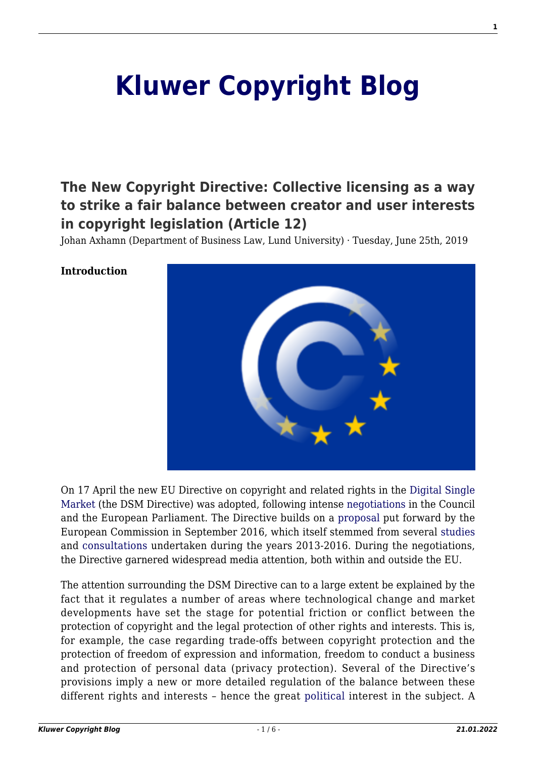# Kluwer Copyright Blog

## The New Copyright Directive: Collective licensing as a way to strike a fair balance between creator and user interests in copyright legislation (Article 12)

Johan Axhamn (Department of Business Law, Lund University) · Tuesday, June 25th, 2019

**Introduction**

On 17 April the new EU Directive on copyright and related rights in the Digital Single Market (the DSM Directive) was adopted, following intense negotiations in the Council and the European Parliament. The Directive builds on a proposal put forward by the European Commission in September 2016, which itself stemmed from several studies and consultations undertaken during the years 2013-2016. During the negotiations, the Directive garnered widespread media attention, both within and outside the EU.

The attention surrounding the DSM Directive can to a large extent be explained by the fact that it regulates a number of areas where technological change and market developments have set the stage for potential friction or conflict between the protection of copyright and the legal protection of other rights and interests. This is, for example, the case regarding trade-offs between copyright protection and the protection of freedom of expression and information, freedom to conduct a business and protection of personal data (privacy protection). Several of the Directive's provisions imply a new or more detailed regulation of the balance between these different rights and interests – hence the great political interest in the subject. A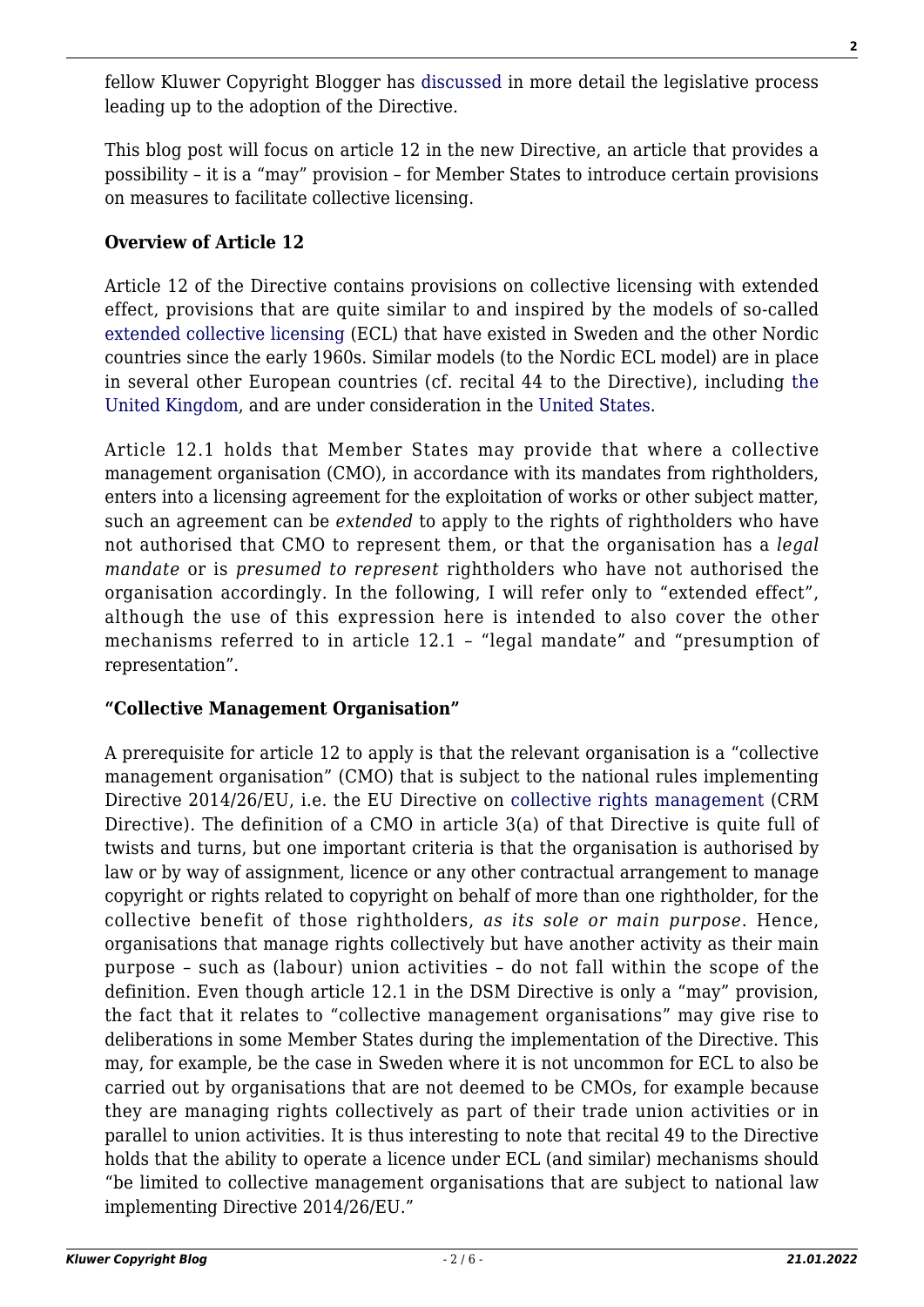fellow Kluwer Copyright Blogger has discussed in more detail the legislative process leading up to the adoption of the Directive.

This blog post will focus on article 12 in the new Directive, an article that provides a possibility – it is a "may" provision – for Member States to introduce certain provisions on measures to facilitate collective licensing.

**Overview of Article 12**

Article 12 of the Directive contains provisions on collective licensing with extended effect, provisions that are quite similar to and inspired by the models of so-called extended collective licensing (ECL) that have existed in Sweden and the other Nordic countries since the early 1960s. Similar models (to the Nordic ECL model) are in place in several other European countries (cf. recital 44 to the Directive), including the United Kingdom, and are under consideration in the United States.

Article 12.1 holds that Member States may provide that where a collective management organisation (CMO), in accordance with its mandates from rightholders, enters into a licensing agreement for the exploitation of works or other subject matter, such an agreement can be *extended* to apply to the rights of rightholders who have not authorised that CMO to represent them, or that the organisation has a *legal mandate* or is *presumed to represent* rightholders who have not authorised the organisation accordingly. In the following, I will refer only to "extended effect", although the use of this expression here is intended to also cover the other mechanisms referred to in article 12.1 – "legal mandate" and "presumption of representation".

**"Collective Management Organisation"**

A prerequisite for article 12 to apply is that the relevant organisation is a "collective management organisation" (CMO) that is subject to the national rules implementing Directive 2014/26/EU, i.e. the EU Directive on collective rights management (CRM Directive). The definition of a CMO in article 3(a) of that Directive is quite full of twists and turns, but one important criteria is that the organisation is authorised by law or by way of assignment, licence or any other contractual arrangement to manage copyright or rights related to copyright on behalf of more than one rightholder, for the collective benefit of those rightholders, *as its sole or main purpose*. Hence, organisations that manage rights collectively but have another activity as their main purpose – such as (labour) union activities – do not fall within the scope of the definition. Even though article 12.1 in the DSM Directive is only a "may" provision, the fact that it relates to "collective management organisations" may give rise to deliberations in some Member States during the implementation of the Directive. This may, for example, be the case in Sweden where it is not uncommon for ECL to also be carried out by organisations that are not deemed to be CMOs, for example because they are managing rights collectively as part of their trade union activities or in parallel to union activities. It is thus interesting to note that recital 49 to the Directive holds that the ability to operate a licence under ECL (and similar) mechanisms should "be limited to collective management organisations that are subject to national law implementing Directive 2014/26/EU."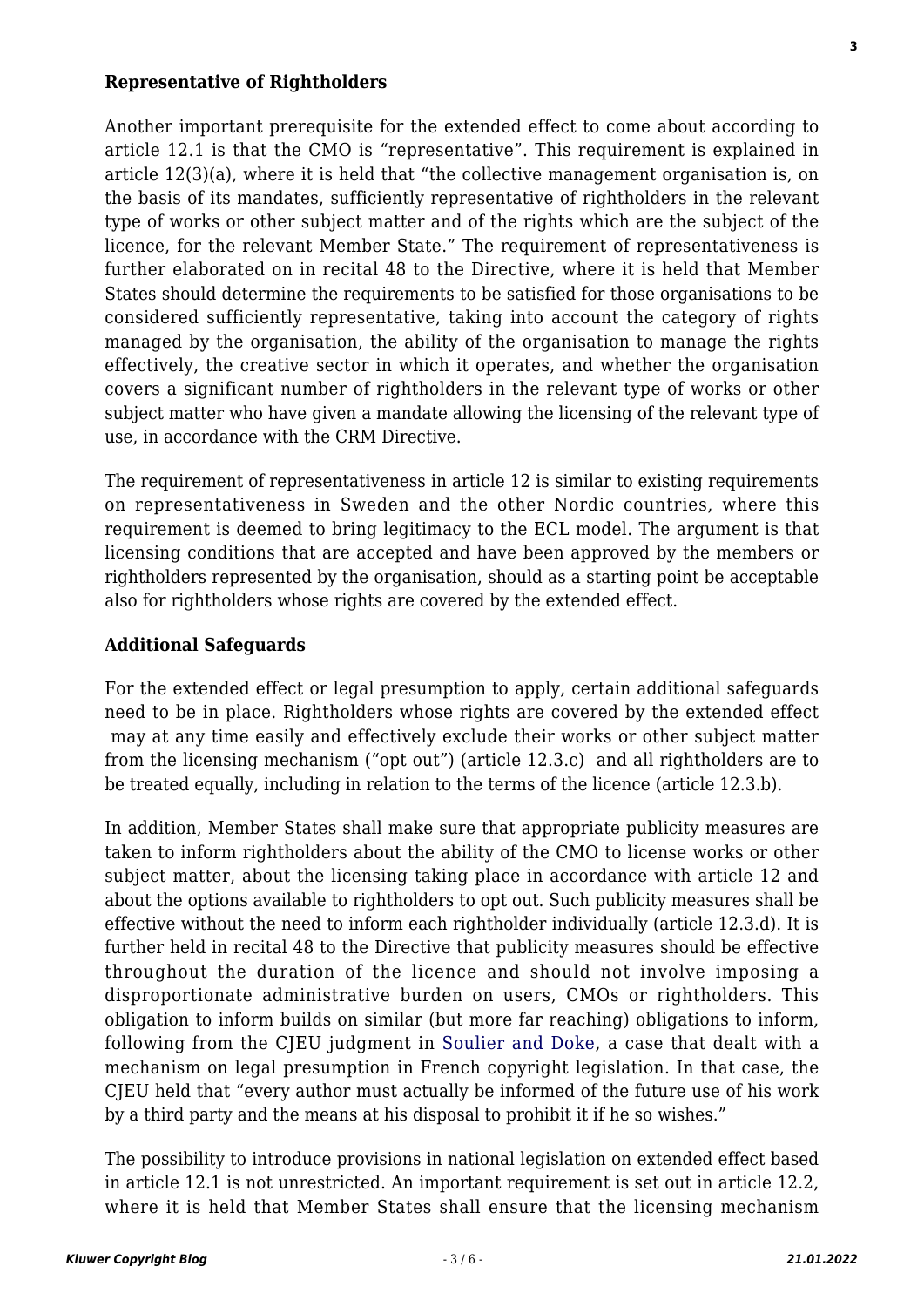### Representative of Rightholders

Another important prerequisite for the extended effect to come about according to article 12.1 is that the CMO is "representative". This requirement is explained in article 12(3)(a), where it is held that "the collective management organisation is, on the basis of its mandates, sufficiently representative of rightholders in the relevant type of works or other subject matter and of the rights which are the subject of the licence, for the relevant Member State." The requirement of representativeness is further elaborated on in recital 48 to the Directive, where it is held that Member States should determine the requirements to be satisfied for those organisations to be considered sufficiently representative, taking into account the category of rights managed by the organisation, the ability of the organisation to manage the rights effectively, the creative sector in which it operates, and whether the organisation covers a significant number of rightholders in the relevant type of works or other subject matter who have given a mandate allowing the licensing of the relevant type of use, in accordance with the CRM Directive.

The requirement of representativeness in article 12 is similar to existing requirements on representativeness in Sweden and the other Nordic countries, where this requirement is deemed to bring legitimacy to the ECL model. The argument is that licensing conditions that are accepted and have been approved by the members or rightholders represented by the organisation, should as a starting point be acceptable also for rightholders whose rights are covered by the extended effect.

### Additional Safeguards

For the extended effect or legal presumption to apply, certain additional safeguards need to be in place. Rightholders whose rights are covered by the extended effect may at any time easily and effectively exclude their works or other subject matter from the licensing mechanism ("opt out") (article 12.3.c) and all rightholders are to be treated equally, including in relation to the terms of the licence (article 12.3.b).

In addition, Member States shall make sure that appropriate publicity measures are taken to inform rightholders about the ability of the CMO to license works or other subject matter, about the licensing taking place in accordance with article 12 and about the options available to rightholders to opt out. Such publicity measures shall be effective without the need to inform each rightholder individually (article 12.3.d). It is further held in recital 48 to the Directive that publicity measures should be effective throughout the duration of the licence and should not involve imposing a disproportionate administrative burden on users, CMOs or rightholders. This obligation to inform builds on similar (but more far reaching) obligations to inform, following from the CJEU judgment in Soulier and Doke, a case that dealt with a mechanism on legal presumption in French copyright legislation. In that case, the CJEU held that "every author must actually be informed of the future use of his work by a third party and the means at his disposal to prohibit it if he so wishes."

The possibility to introduce provisions in national legislation on extended effect based in article 12.1 is not unrestricted. An important requirement is set out in article 12.2, where it is held that Member States shall ensure that the licensing mechanism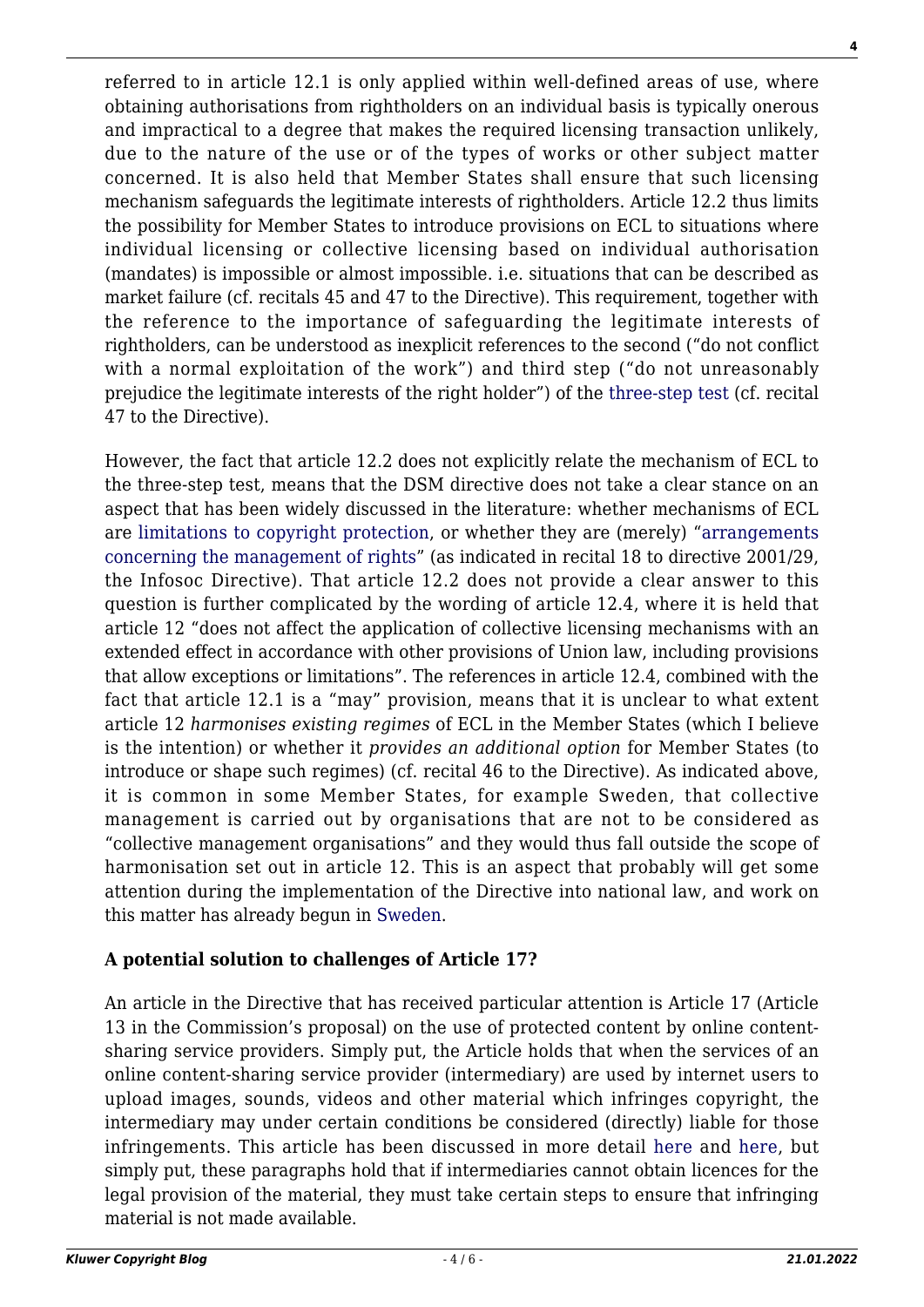referred to in article 12.1 is only applied within well-defined areas of use, where obtaining authorisations from rightholders on an individual basis is typically onerous and impractical to a degree that makes the required licensing transaction unlikely, due to the nature of the use or of the types of works or other subject matter concerned. It is also held that Member States shall ensure that such licensing mechanism safeguards the legitimate interests of rightholders. Article 12.2 thus limits the possibility for Member States to introduce provisions on ECL to situations where individual licensing or collective licensing based on individual authorisation (mandates) is impossible or almost impossible. i.e. situations that can be described as market failure (cf. recitals 45 and 47 to the Directive). This requirement, together with the reference to the importance of safeguarding the legitimate interests of rightholders, can be understood as inexplicit references to the second ("do not conflict with a normal exploitation of the work") and third step ("do not unreasonably prejudice the legitimate interests of the right holder") of the three-step test (cf. recital 47 to the Directive).

However, the fact that article 12.2 does not explicitly relate the mechanism of ECL to the three-step test, means that the DSM directive does not take a clear stance on an aspect that has been widely discussed in the literature: whether mechanisms of ECL are limitations to copyright protection, or whether they are (merely) "arrangements concerning the management of rights" (as indicated in recital 18 to directive 2001/29, the Infosoc Directive). That article 12.2 does not provide a clear answer to this question is further complicated by the wording of article 12.4, where it is held that article 12 "does not affect the application of collective licensing mechanisms with an extended effect in accordance with other provisions of Union law, including provisions that allow exceptions or limitations". The references in article 12.4, combined with the fact that article 12.1 is a "may" provision, means that it is unclear to what extent article 12 *harmonises existing regimes* of ECL in the Member States (which I believe is the intention) or whether it *provides an additional option* for Member States (to introduce or shape such regimes) (cf. recital 46 to the Directive). As indicated above, it is common in some Member States, for example Sweden, that collective management is carried out by organisations that are not to be considered as "collective management organisations" and they would thus fall outside the scope of harmonisation set out in article 12. This is an aspect that probably will get some attention during the implementation of the Directive into national law, and work on this matter has already begun in Sweden.

**A potential solution to challenges of Article 17?**

An article in the Directive that has received particular attention is Article 17 (Article 13 in the Commission's proposal) on the use of protected content by online content-sharing service providers. Simply put, the Article holds that when the services of an online content-sharing service provider (intermediary) are used by internet users to upload images, sounds, videos and other material which infringes copyright, the intermediary may under certain conditions be considered (directly) liable for those infringements. This article has been discussed in more detail here and here, but simply put, these paragraphs hold that if intermediaries cannot obtain licences for the legal provision of the material, they must take certain steps to ensure that infringing material is not made available.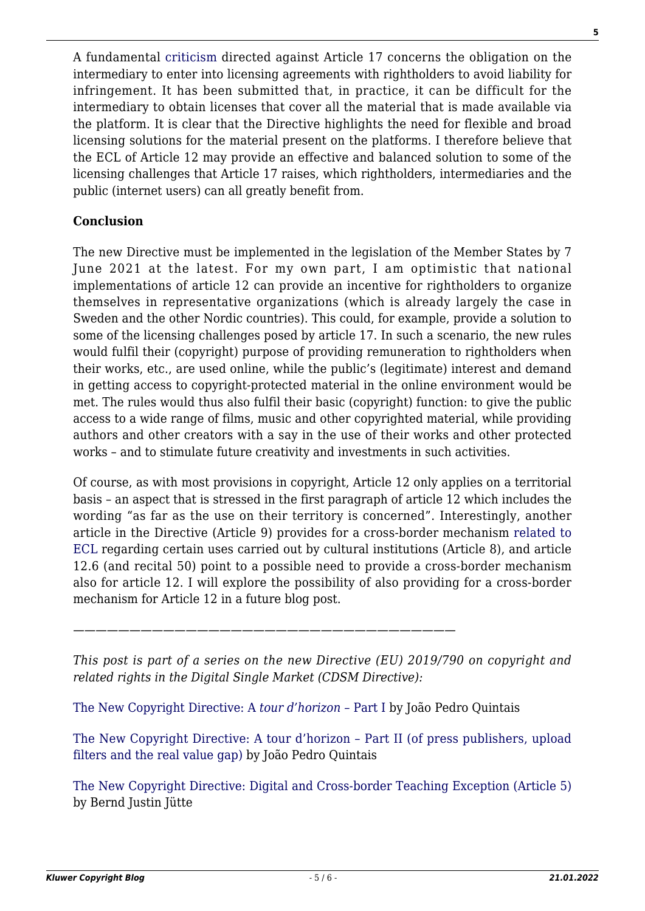A fundamental criticism directed against Article 17 concerns the obligation on the intermediary to enter into licensing agreements with rightholders to avoid liability for infringement. It has been submitted that, in practice, it can be difficult for the intermediary to obtain licenses that cover all the material that is made available via the platform. It is clear that the Directive highlights the need for flexible and broad licensing solutions for the material present on the platforms. I therefore believe that the ECL of Article 12 may provide an effective and balanced solution to some of the licensing challenges that Article 17 raises, which rightholders, intermediaries and the public (internet users) can all greatly benefit from.

**Conclusion**

The new Directive must be implemented in the legislation of the Member States by 7 June 2021 at the latest. For my own part, I am optimistic that national implementations of article 12 can provide an incentive for rightholders to organize themselves in representative organizations (which is already largely the case in Sweden and the other Nordic countries). This could, for example, provide a solution to some of the licensing challenges posed by article 17. In such a scenario, the new rules would fulfil their (copyright) purpose of providing remuneration to rightholders when their works, etc., are used online, while the public's (legitimate) interest and demand in getting access to copyright-protected material in the online environment would be met. The rules would thus also fulfil their basic (copyright) function: to give the public access to a wide range of films, music and other copyrighted material, while providing authors and other creators with a say in the use of their works and other protected works – and to stimulate future creativity and investments in such activities.

Of course, as with most provisions in copyright, Article 12 only applies on a territorial basis – an aspect that is stressed in the first paragraph of article 12 which includes the wording "as far as the use on their territory is concerned". Interestingly, another article in the Directive (Article 9) provides for a cross-border mechanism related to ECL regarding certain uses carried out by cultural institutions (Article 8), and article 12.6 (and recital 50) point to a possible need to provide a cross-border mechanism also for article 12. I will explore the possibility of also providing for a cross-border mechanism for Article 12 in a future blog post.

———————————————————————————————

*This post is part of a series on the new Directive (EU) 2019/790 on copyright and related rights in the Digital Single Market (CDSM Directive):*

The New Copyright Directive: A *tour d'horizon* – Part I by João Pedro Quintais

The New Copyright Directive: A tour d'horizon – Part II (of press publishers, upload filters and the real value gap) by João Pedro Quintais

The New Copyright Directive: Digital and Cross-border Teaching Exception (Article 5) by Bernd Justin Jütte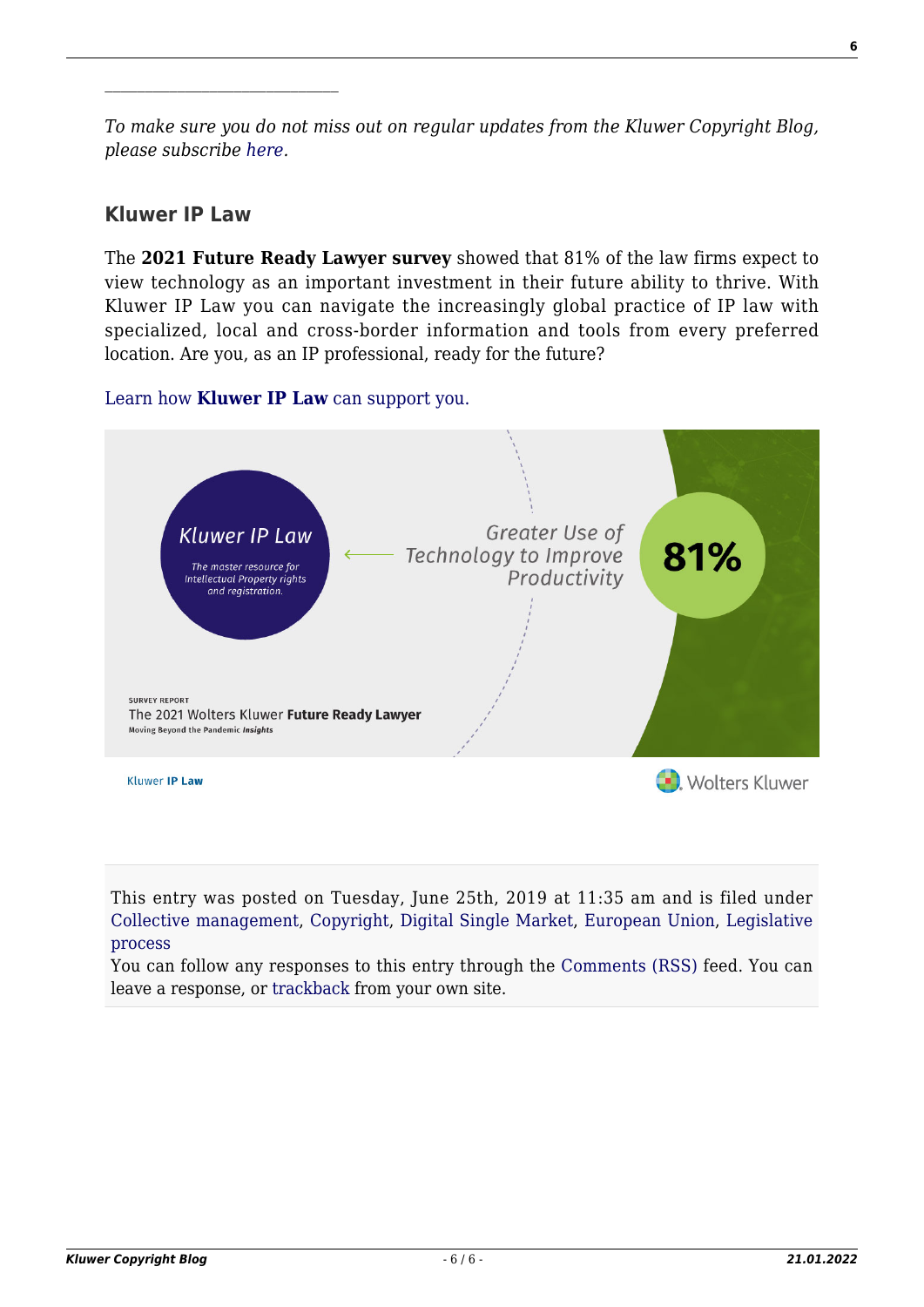---

*To make sure you do not miss out on regular updates from the Kluwer Copyright Blog, please subscribe here.*

### Kluwer IP Law

The **2021 Future Ready Lawyer survey** showed that 81% of the law firms expect to view technology as an important investment in their future ability to thrive. With Kluwer IP Law you can navigate the increasingly global practice of IP law with specialized, local and cross-border information and tools from every preferred location. Are you, as an IP professional, ready for the future?

Learn how **Kluwer IP Law** can support you.

Kluwer IP Law
The master resource for Intellectual Property rights and registration.

Greater Use of Technology to Improve Productivity

81%

SURVEY REPORT
The 2021 Wolters Kluwer **Future Ready Lawyer**
Moving Beyond the Pandemic *Insights*

Kluwer **IP Law**

Wolters Kluwer

This entry was posted on Tuesday, June 25th, 2019 at 11:35 am and is filed under Collective management, Copyright, Digital Single Market, European Union, Legislative process
You can follow any responses to this entry through the Comments (RSS) feed. You can leave a response, or trackback from your own site.